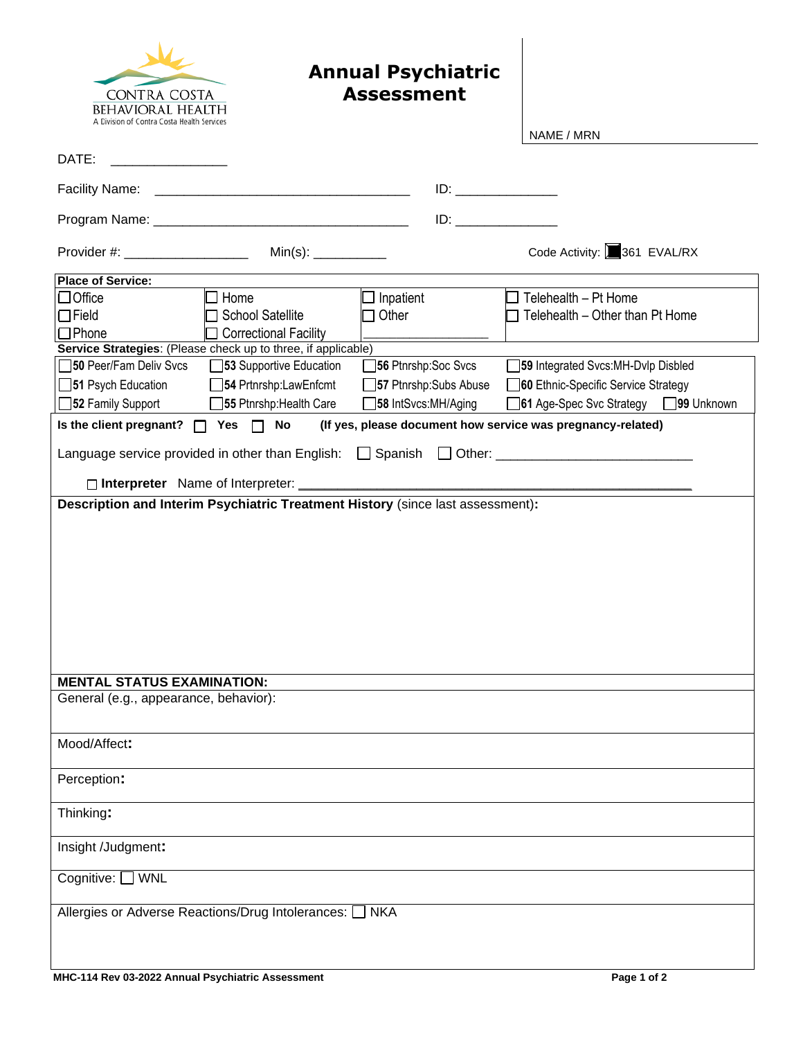CONTRA COSTA BEHAVIORAL HEALTH
A Division of Contra Costa Health Services

# Annual Psychiatric Assessment

NAME / MRN

DATE: _______________

Facility Name: __________________________________ ID: _____________

Program Name: __________________________________ ID: _____________

Provider #: ________________ Min(s): __________ Code Activity: ■ 361 EVAL/RX

**Place of Service:**

| | | | |
|---|---|---|---|
| ☐ Office | ☐ Home | ☐ Inpatient | ☐ Telehealth – Pt Home |
| ☐ Field | ☐ School Satellite | ☐ Other | ☐ Telehealth – Other than Pt Home |
| ☐ Phone | ☐ Correctional Facility | ________________ | |

**Service Strategies**: (Please check up to three, if applicable)

| | | | |
|---|---|---|---|
| ☐ **50** Peer/Fam Deliv Svcs | ☐ **53** Supportive Education | ☐ **56** Ptnrshp:Soc Svcs | ☐ **59** Integrated Svcs:MH-Dvlp Disbled |
| ☐ **51** Psych Education | ☐ **54** Prtnrshp:LawEnfcmt | ☐ **57** Ptnrshp:Subs Abuse | ☐ **60** Ethnic-Specific Service Strategy |
| ☐ **52** Family Support | ☐ **55** Ptnrshp:Health Care | ☐ **58** IntSvcs:MH/Aging | ☐ **61** Age-Spec Svc Strategy ☐ **99** Unknown |

**Is the client pregnant?** ☐ **Yes** ☐ **No** **(If yes, please document how service was pregnancy-related)**

Language service provided in other than English: ☐ Spanish ☐ Other: __________________________

☐ **Interpreter** Name of Interpreter: ________________________________________________

**Description and Interim Psychiatric Treatment History** (since last assessment)**:**

**MENTAL STATUS EXAMINATION:**

General (e.g., appearance, behavior):

Mood/Affect**:**

Perception**:**

Thinking**:**

Insight /Judgment**:**

Cognitive: ☐ WNL

Allergies or Adverse Reactions/Drug Intolerances: ☐ NKA

**MHC-114 Rev 03-2022 Annual Psychiatric Assessment**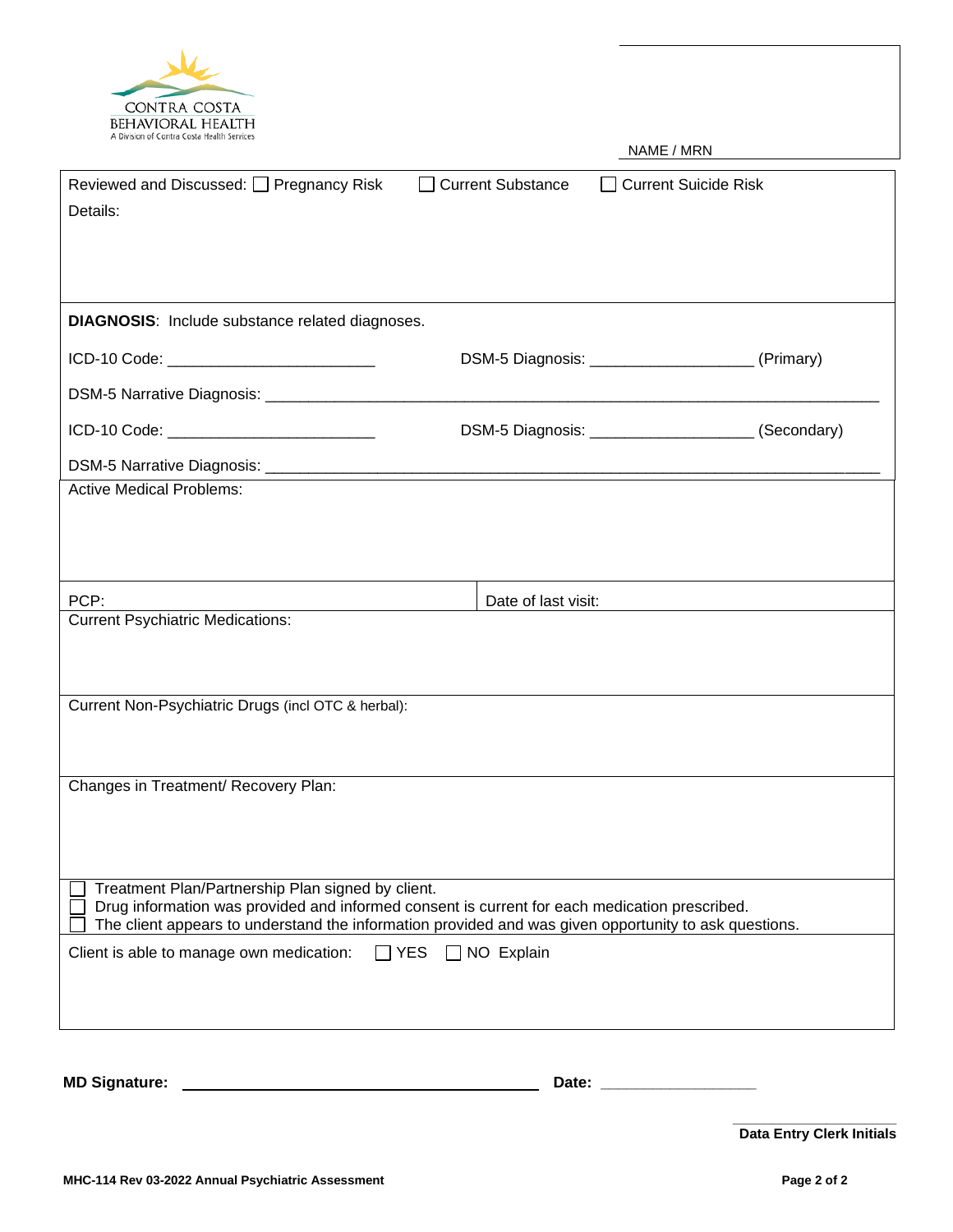CONTRA COSTA
BEHAVIORAL HEALTH
A Division of Contra Costa Health Services

NAME / MRN

Reviewed and Discussed: ☐ Pregnancy Risk ☐ Current Substance ☐ Current Suicide Risk

Details:

**DIAGNOSIS**: Include substance related diagnoses.

ICD-10 Code: ________________________ DSM-5 Diagnosis: ___________________ (Primary)

DSM-5 Narrative Diagnosis: ___________________________________________________________________________

ICD-10 Code: ________________________ DSM-5 Diagnosis: ___________________ (Secondary)

DSM-5 Narrative Diagnosis: ___________________________________________________________________________

Active Medical Problems:

| | |
|---|---|
| PCP: | Date of last visit: |

Current Psychiatric Medications:

Current Non-Psychiatric Drugs (incl OTC & herbal):

Changes in Treatment/ Recovery Plan:

☐ Treatment Plan/Partnership Plan signed by client.
☐ Drug information was provided and informed consent is current for each medication prescribed.
☐ The client appears to understand the information provided and was given opportunity to ask questions.

Client is able to manage own medication: ☐ YES ☐ NO Explain

**MD Signature:** ________________________________________ **Date:** __________________

**Data Entry Clerk Initials**

**MHC-114 Rev 03-2022 Annual Psychiatric Assessment**